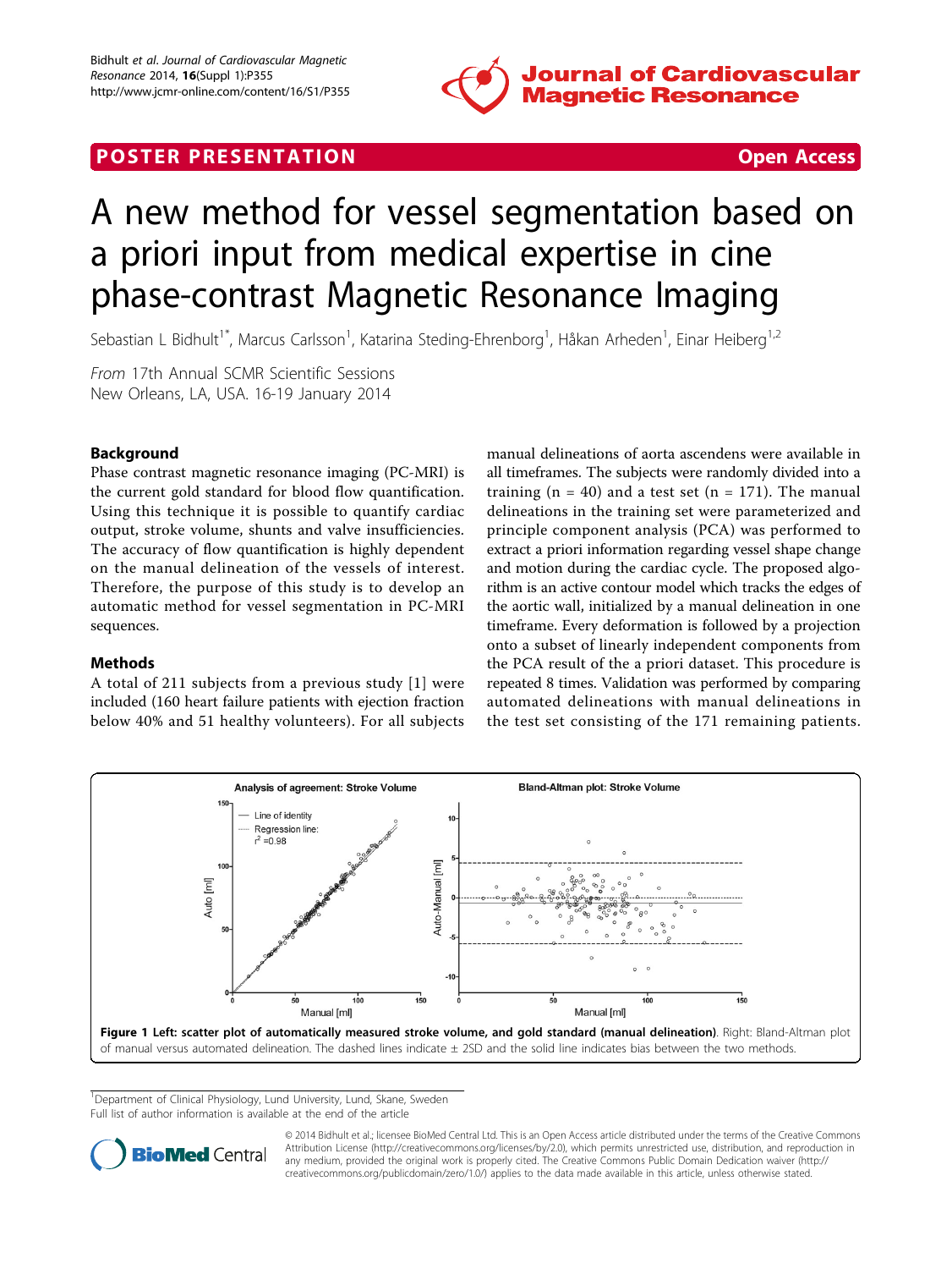**POSTER PRESENTATION** **Open Access**

# A new method for vessel segmentation based on a priori input from medical expertise in cine phase-contrast Magnetic Resonance Imaging

Sebastian L Bidhult[1*], Marcus Carlsson[1], Katarina Steding-Ehrenborg[1], Håkan Arheden[1], Einar Heiberg[1,2]

*From* 17th Annual SCMR Scientific Sessions
New Orleans, LA, USA. 16-19 January 2014

## Background

Phase contrast magnetic resonance imaging (PC-MRI) is the current gold standard for blood flow quantification. Using this technique it is possible to quantify cardiac output, stroke volume, shunts and valve insufficiencies. The accuracy of flow quantification is highly dependent on the manual delineation of the vessels of interest. Therefore, the purpose of this study is to develop an automatic method for vessel segmentation in PC-MRI sequences.

## Methods

A total of 211 subjects from a previous study [1] were included (160 heart failure patients with ejection fraction below 40% and 51 healthy volunteers). For all subjects manual delineations of aorta ascendens were available in all timeframes. The subjects were randomly divided into a training ($n = 40$) and a test set ($n = 171$). The manual delineations in the training set were parameterized and principle component analysis (PCA) was performed to extract a priori information regarding vessel shape change and motion during the cardiac cycle. The proposed algorithm is an active contour model which tracks the edges of the aortic wall, initialized by a manual delineation in one timeframe. Every deformation is followed by a projection onto a subset of linearly independent components from the PCA result of the a priori dataset. This procedure is repeated 8 times. Validation was performed by comparing automated delineations with manual delineations in the test set consisting of the 171 remaining patients.

**Figure 1 Left: scatter plot of automatically measured stroke volume, and gold standard (manual delineation)**. Right: Bland-Altman plot of manual versus automated delineation. The dashed lines indicate ± 2SD and the solid line indicates bias between the two methods.

[1]Department of Clinical Physiology, Lund University, Lund, Skane, Sweden
Full list of author information is available at the end of the article

© 2014 Bidhult et al.; licensee BioMed Central Ltd. This is an Open Access article distributed under the terms of the Creative Commons Attribution License (http://creativecommons.org/licenses/by/2.0), which permits unrestricted use, distribution, and reproduction in any medium, provided the original work is properly cited. The Creative Commons Public Domain Dedication waiver (http://creativecommons.org/publicdomain/zero/1.0/) applies to the data made available in this article, unless otherwise stated.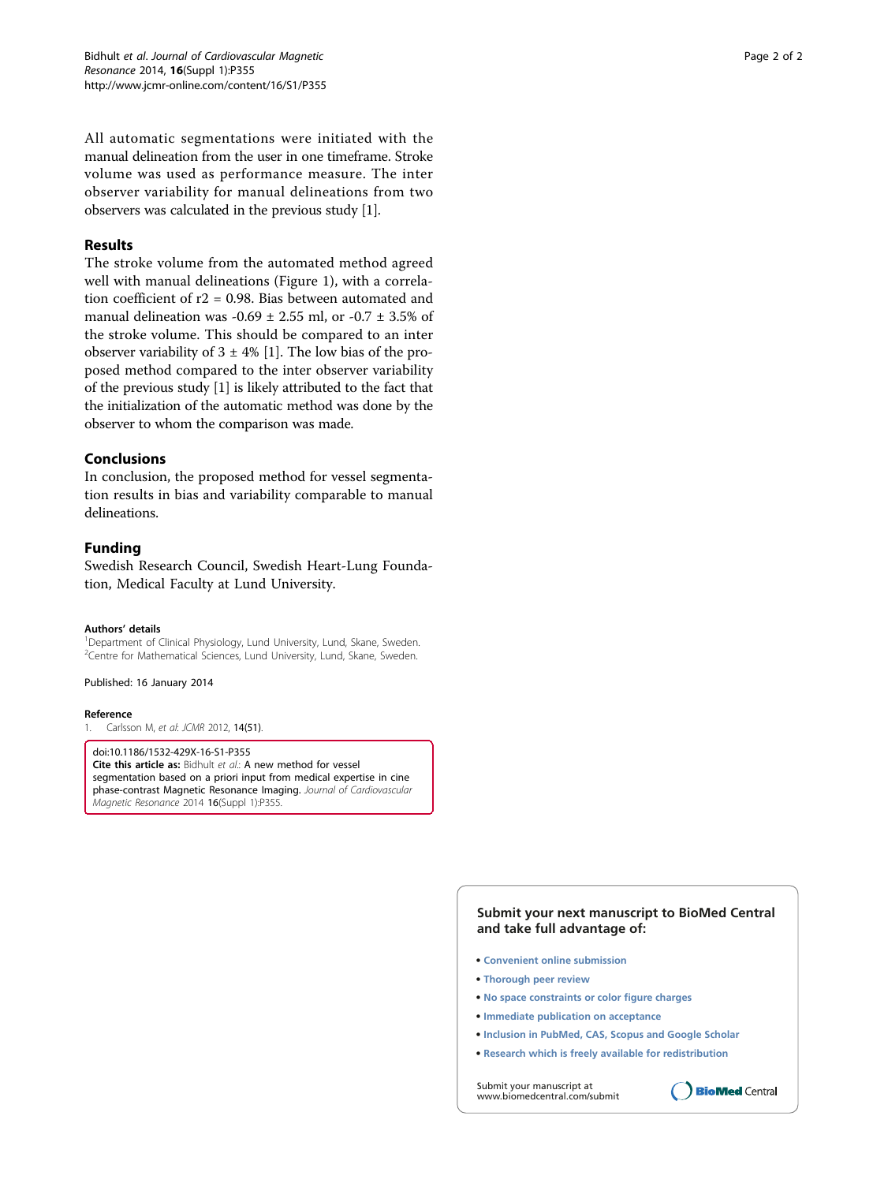All automatic segmentations were initiated with the manual delineation from the user in one timeframe. Stroke volume was used as performance measure. The inter observer variability for manual delineations from two observers was calculated in the previous study [1].

## Results

The stroke volume from the automated method agreed well with manual delineations (Figure 1), with a correlation coefficient of $r2 = 0.98$. Bias between automated and manual delineation was $-0.69 \pm 2.55$ ml, or $-0.7 \pm 3.5\%$ of the stroke volume. This should be compared to an inter observer variability of $3 \pm 4\%$ [1]. The low bias of the proposed method compared to the inter observer variability of the previous study [1] is likely attributed to the fact that the initialization of the automatic method was done by the observer to whom the comparison was made.

## Conclusions

In conclusion, the proposed method for vessel segmentation results in bias and variability comparable to manual delineations.

## Funding

Swedish Research Council, Swedish Heart-Lung Foundation, Medical Faculty at Lund University.

### Authors' details

[1]Department of Clinical Physiology, Lund University, Lund, Skane, Sweden.
[2]Centre for Mathematical Sciences, Lund University, Lund, Skane, Sweden.

Published: 16 January 2014

### Reference

1. Carlsson M, *et al*: *JCMR* 2012, **14(51)**.

doi:10.1186/1532-429X-16-S1-P355
**Cite this article as:** Bidhult *et al.*: A new method for vessel segmentation based on a priori input from medical expertise in cine phase-contrast Magnetic Resonance Imaging. *Journal of Cardiovascular Magnetic Resonance* 2014 **16**(Suppl 1):P355.

**Submit your next manuscript to BioMed Central and take full advantage of:**

- Convenient online submission
- Thorough peer review
- No space constraints or color figure charges
- Immediate publication on acceptance
- Inclusion in PubMed, CAS, Scopus and Google Scholar
- Research which is freely available for redistribution

Submit your manuscript at
www.biomedcentral.com/submit

BioMed Central